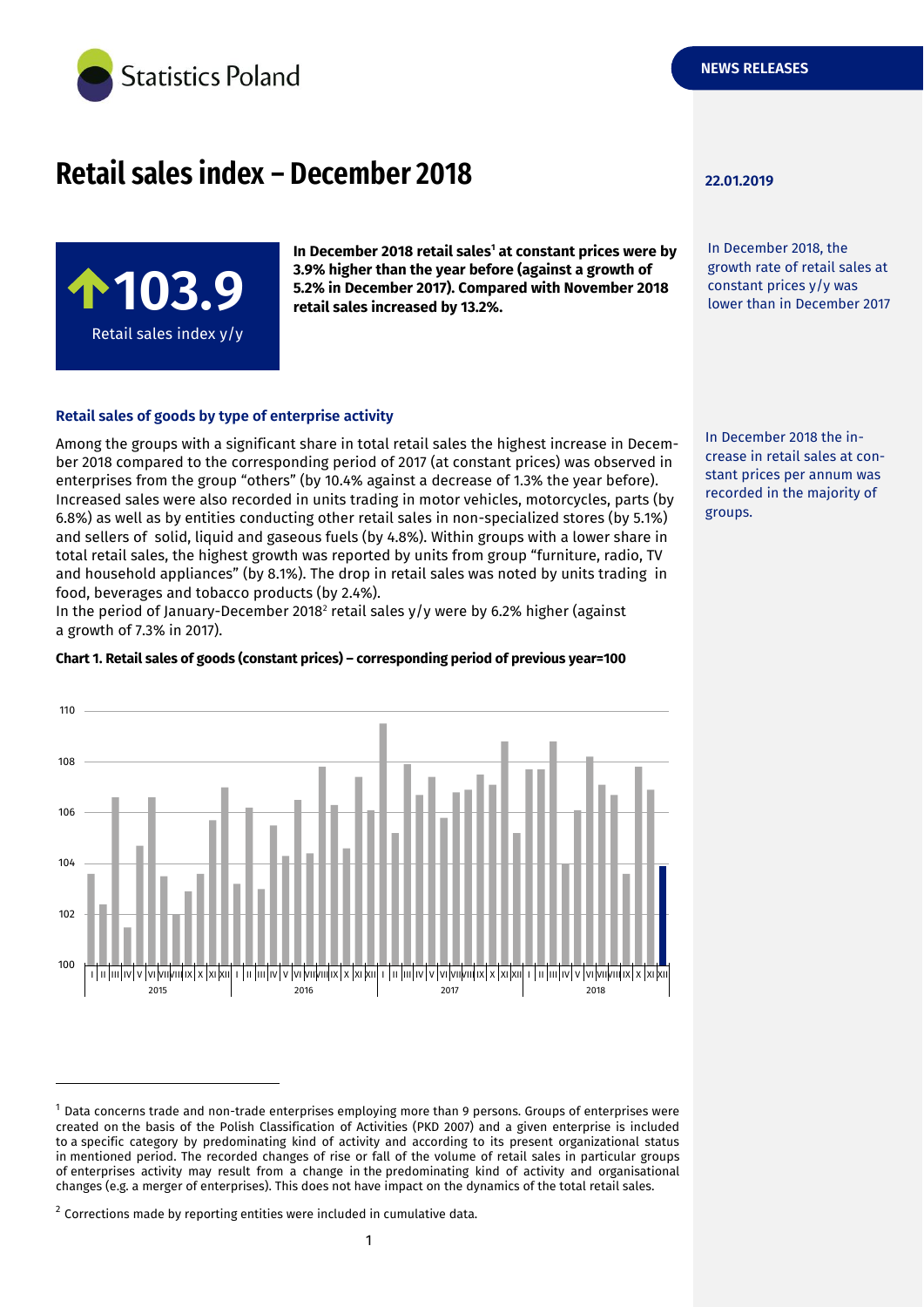# Retail sales index – December 2018

22.01.2019

**103.9**

Retail sales index y/y

**In December 2018 retail sales[1] at constant prices were by 3.9% higher than the year before (against a growth of 5.2% in December 2017). Compared with November 2018 retail sales increased by 13.2%.**

In December 2018, the growth rate of retail sales at constant prices y/y was lower than in December 2017

### Retail sales of goods by type of enterprise activity

In December 2018 the increase in retail sales at constant prices per annum was recorded in the majority of groups.

Among the groups with a significant share in total retail sales the highest increase in December 2018 compared to the corresponding period of 2017 (at constant prices) was observed in enterprises from the group "others" (by 10.4% against a decrease of 1.3% the year before). Increased sales were also recorded in units trading in motor vehicles, motorcycles, parts (by 6.8%) as well as by entities conducting other retail sales in non-specialized stores (by 5.1%) and sellers of solid, liquid and gaseous fuels (by 4.8%). Within groups with a lower share in total retail sales, the highest growth was reported by units from group "furniture, radio, TV and household appliances" (by 8.1%). The drop in retail sales was noted by units trading in food, beverages and tobacco products (by 2.4%).

In the period of January-December 2018[2] retail sales y/y were by 6.2% higher (against a growth of 7.3% in 2017).

**Chart 1. Retail sales of goods (constant prices) – corresponding period of previous year=100**

[1] Data concerns trade and non-trade enterprises employing more than 9 persons. Groups of enterprises were created on the basis of the Polish Classification of Activities (PKD 2007) and a given enterprise is included to a specific category by predominating kind of activity and according to its present organizational status in mentioned period. The recorded changes of rise or fall of the volume of retail sales in particular groups of enterprises activity may result from a change in the predominating kind of activity and organisational changes (e.g. a merger of enterprises). This does not have impact on the dynamics of the total retail sales.

[2] Corrections made by reporting entities were included in cumulative data.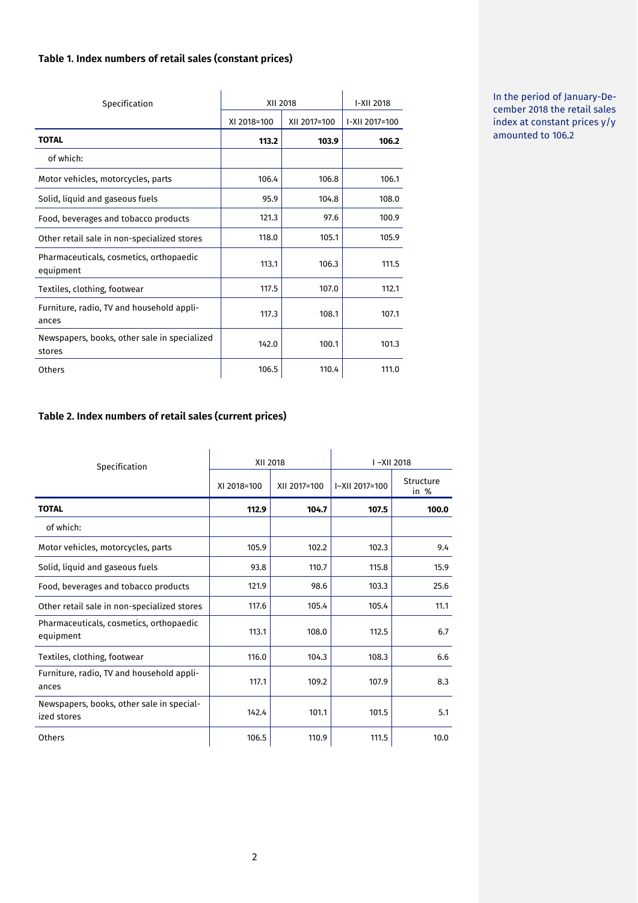**Table 1. Index numbers of retail sales (constant prices)**

| Specification | XII 2018 | | I-XII 2018 |
|---|---|---|---|
| | XI 2018=100 | XII 2017=100 | I-XII 2017=100 |
| **TOTAL** | **113.2** | **103.9** | **106.2** |
| of which: | | | |
| Motor vehicles, motorcycles, parts | 106.4 | 106.8 | 106.1 |
| Solid, liquid and gaseous fuels | 95.9 | 104.8 | 108.0 |
| Food, beverages and tobacco products | 121.3 | 97.6 | 100.9 |
| Other retail sale in non-specialized stores | 118.0 | 105.1 | 105.9 |
| Pharmaceuticals, cosmetics, orthopaedic equipment | 113.1 | 106.3 | 111.5 |
| Textiles, clothing, footwear | 117.5 | 107.0 | 112.1 |
| Furniture, radio, TV and household appliances | 117.3 | 108.1 | 107.1 |
| Newspapers, books, other sale in specialized stores | 142.0 | 100.1 | 101.3 |
| Others | 106.5 | 110.4 | 111.0 |

In the period of January-December 2018 the retail sales index at constant prices y/y amounted to 106.2

**Table 2. Index numbers of retail sales (current prices)**

| Specification | XII 2018 | | I –XII 2018 | |
|---|---|---|---|---|
| | XI 2018=100 | XII 2017=100 | I–XII 2017=100 | Structure in % |
| **TOTAL** | **112.9** | **104.7** | **107.5** | **100.0** |
| of which: | | | | |
| Motor vehicles, motorcycles, parts | 105.9 | 102.2 | 102.3 | 9.4 |
| Solid, liquid and gaseous fuels | 93.8 | 110.7 | 115.8 | 15.9 |
| Food, beverages and tobacco products | 121.9 | 98.6 | 103.3 | 25.6 |
| Other retail sale in non-specialized stores | 117.6 | 105.4 | 105.4 | 11.1 |
| Pharmaceuticals, cosmetics, orthopaedic equipment | 113.1 | 108.0 | 112.5 | 6.7 |
| Textiles, clothing, footwear | 116.0 | 104.3 | 108.3 | 6.6 |
| Furniture, radio, TV and household appliances | 117.1 | 109.2 | 107.9 | 8.3 |
| Newspapers, books, other sale in specialized stores | 142.4 | 101.1 | 101.5 | 5.1 |
| Others | 106.5 | 110.9 | 111.5 | 10.0 |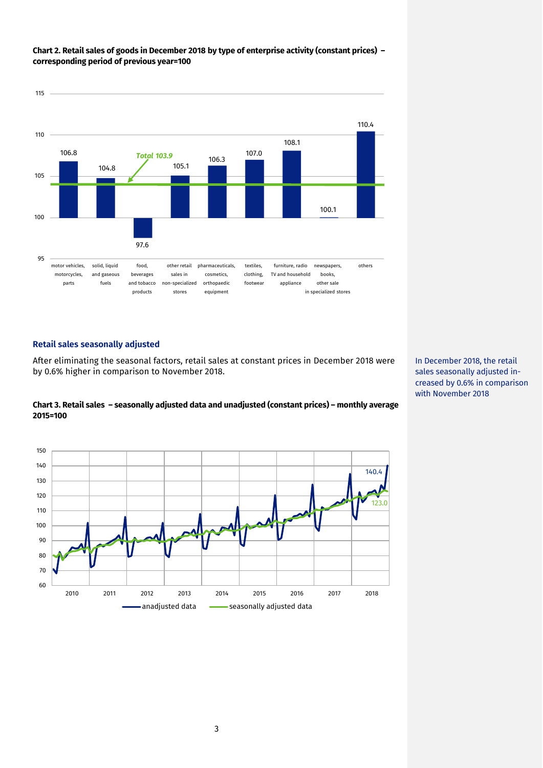**Chart 2. Retail sales of goods in December 2018 by type of enterprise activity (constant prices) – corresponding period of previous year=100**

| Type of enterprise activity | Index |
|---|---|
| motor vehicles, motorcycles, parts | 106.8 |
| solid, liquid and gaseous fuels | 104.8 |
| food, beverages and tobacco products | 97.6 |
| other retail sales in non-specialized stores | 105.1 |
| pharmaceuticals, cosmetics, orthopaedic equipment | 106.3 |
| textiles, clothing, footwear | 107.0 |
| furniture, radio TV and household appliance | 108.1 |
| newspapers, books, other sale in specialized stores | 100.1 |
| others | 110.4 |

*Total 103.9*

## Retail sales seasonally adjusted

After eliminating the seasonal factors, retail sales at constant prices in December 2018 were by 0.6% higher in comparison to November 2018.

In December 2018, the retail sales seasonally adjusted increased by 0.6% in comparison with November 2018

**Chart 3. Retail sales – seasonally adjusted data and unadjusted (constant prices) – monthly average 2015=100**

Latest values (December 2018): anadjusted data 140.4; seasonally adjusted data 123.0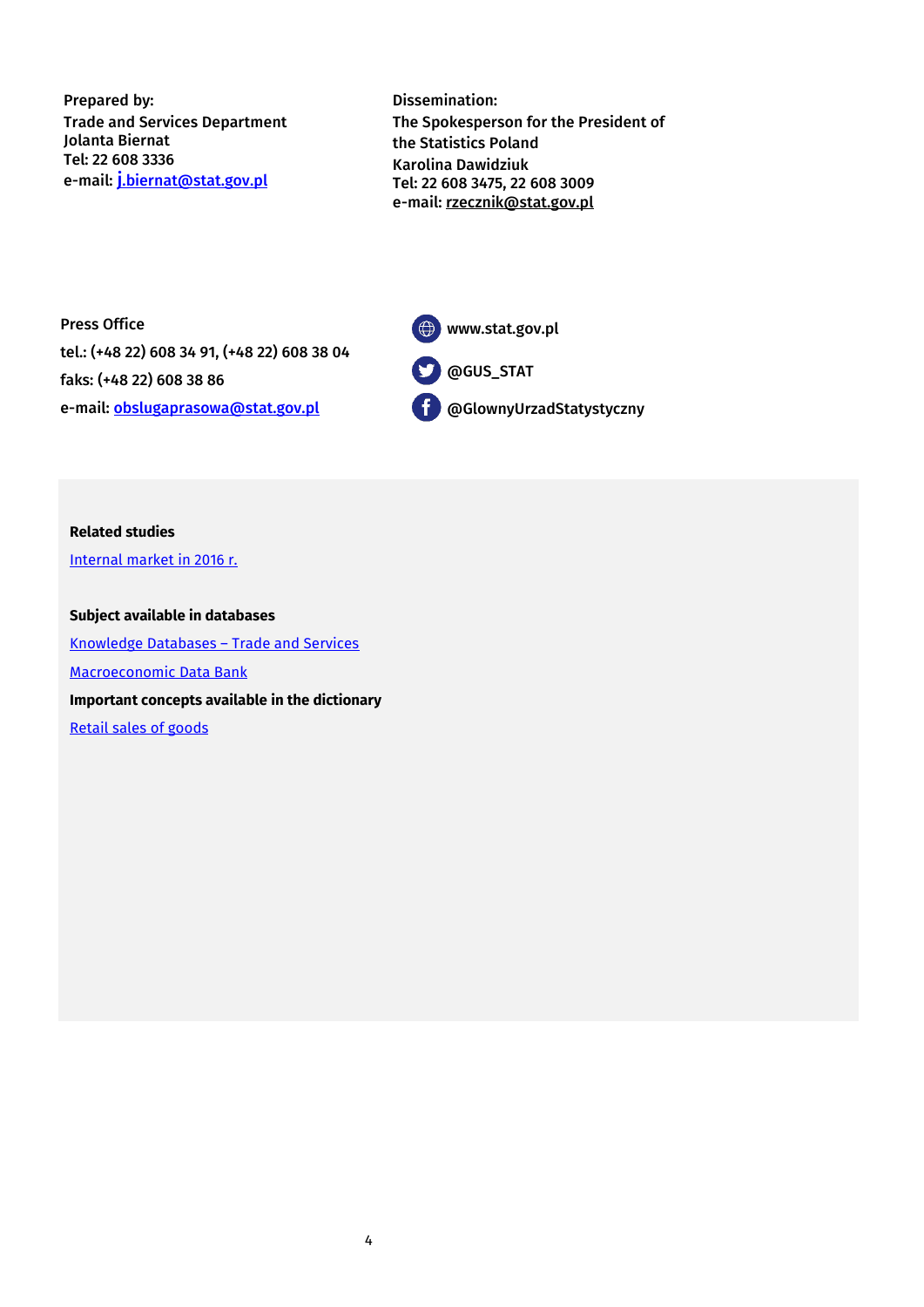**Prepared by:**
**Trade and Services Department**
**Jolanta Biernat**
**Tel: 22 608 3336**
**e-mail: [j.biernat@stat.gov.pl](mailto:j.biernat@stat.gov.pl)**

**Dissemination:**
**The Spokesperson for the President of the Statistics Poland**
**Karolina Dawidziuk**
**Tel: 22 608 3475, 22 608 3009**
**e-mail: rzecznik@stat.gov.pl**

**Press Office**
**tel.: (+48 22) 608 34 91, (+48 22) 608 38 04**
**faks: (+48 22) 608 38 86**
**e-mail: obslugaprasowa@stat.gov.pl**

**www.stat.gov.pl**

**@GUS_STAT**

**@GlownyUrzadStatystyczny**

**Related studies**

Internal market in 2016 r.

**Subject available in databases**

Knowledge Databases – Trade and Services

Macroeconomic Data Bank

**Important concepts available in the dictionary**

Retail sales of goods